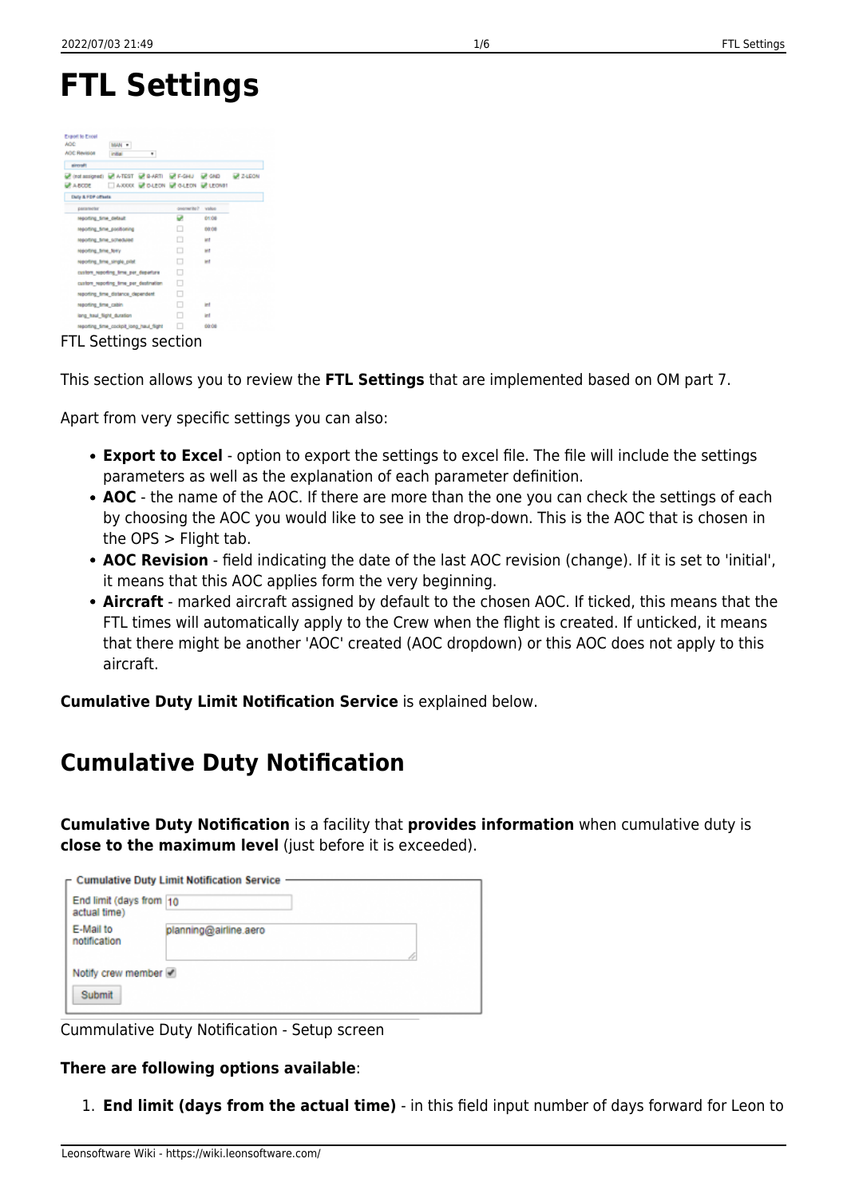# FTL Settings

FTL Settings section

This section allows you to review the **FTL Settings** that are implemented based on OM part 7.

Apart from very specific settings you can also:

- **Export to Excel** - option to export the settings to excel file. The file will include the settings parameters as well as the explanation of each parameter definition.
- **AOC** - the name of the AOC. If there are more than the one you can check the settings of each by choosing the AOC you would like to see in the drop-down. This is the AOC that is chosen in the OPS > Flight tab.
- **AOC Revision** - field indicating the date of the last AOC revision (change). If it is set to 'initial', it means that this AOC applies form the very beginning.
- **Aircraft** - marked aircraft assigned by default to the chosen AOC. If ticked, this means that the FTL times will automatically apply to the Crew when the flight is created. If unticked, it means that there might be another 'AOC' created (AOC dropdown) or this AOC does not apply to this aircraft.

**Cumulative Duty Limit Notification Service** is explained below.

## Cumulative Duty Notification

**Cumulative Duty Notification** is a facility that **provides information** when cumulative duty is **close to the maximum level** (just before it is exceeded).

Cummulative Duty Notification - Setup screen

**There are following options available**:

1. **End limit (days from the actual time)** - in this field input number of days forward for Leon to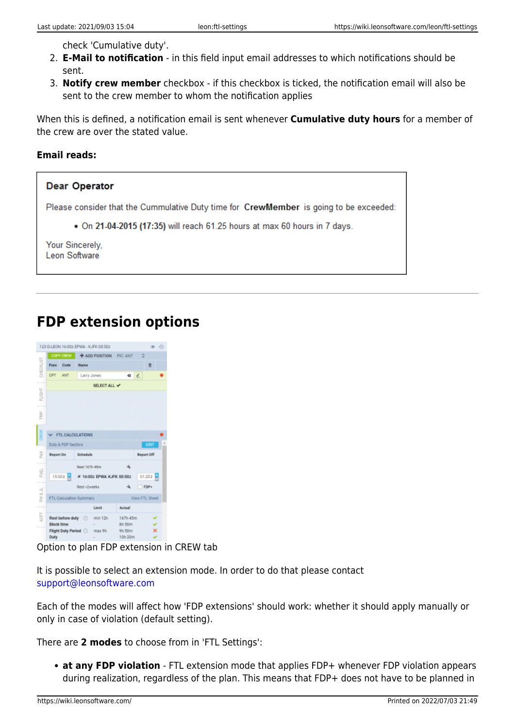check 'Cumulative duty'.
2. **E-Mail to notification** - in this field input email addresses to which notifications should be sent.
3. **Notify crew member** checkbox - if this checkbox is ticked, the notification email will also be sent to the crew member to whom the notification applies

When this is defined, a notification email is sent whenever **Cumulative duty hours** for a member of the crew are over the stated value.

**Email reads:**

> **Dear Operator**
>
> Please consider that the Cummulative Duty time for **CrewMember** is going to be exceeded:
>
> - On **21-04-2015 (17:35)** will reach 61.25 hours at max 60 hours in 7 days.
>
> Your Sincerely,
> Leon Software

---

## FDP extension options

Option to plan FDP extension in CREW tab

It is possible to select an extension mode. In order to do that please contact support@leonsoftware.com

Each of the modes will affect how 'FDP extensions' should work: whether it should apply manually or only in case of violation (default setting).

There are **2 modes** to choose from in 'FTL Settings':

- **at any FDP violation** - FTL extension mode that applies FDP+ whenever FDP violation appears during realization, regardless of the plan. This means that FDP+ does not have to be planned in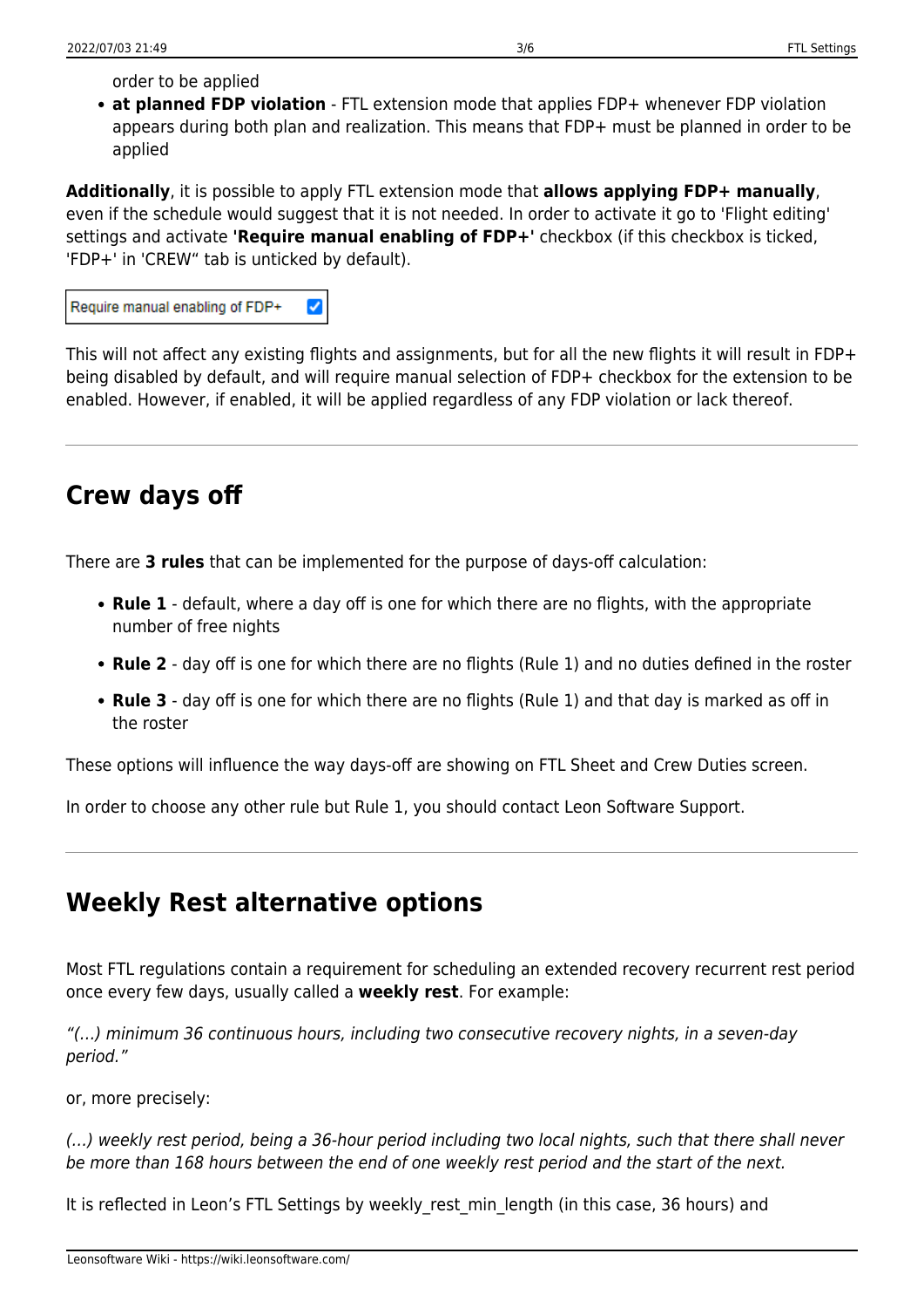order to be applied

- **at planned FDP violation** - FTL extension mode that applies FDP+ whenever FDP violation appears during both plan and realization. This means that FDP+ must be planned in order to be applied

**Additionally**, it is possible to apply FTL extension mode that **allows applying FDP+ manually**, even if the schedule would suggest that it is not needed. In order to activate it go to 'Flight editing' settings and activate **'Require manual enabling of FDP+'** checkbox (if this checkbox is ticked, 'FDP+' in 'CREW“ tab is unticked by default).

Require manual enabling of FDP+ ☑

This will not affect any existing flights and assignments, but for all the new flights it will result in FDP+ being disabled by default, and will require manual selection of FDP+ checkbox for the extension to be enabled. However, if enabled, it will be applied regardless of any FDP violation or lack thereof.

---

## Crew days off

There are **3 rules** that can be implemented for the purpose of days-off calculation:

- **Rule 1** - default, where a day off is one for which there are no flights, with the appropriate number of free nights
- **Rule 2** - day off is one for which there are no flights (Rule 1) and no duties defined in the roster
- **Rule 3** - day off is one for which there are no flights (Rule 1) and that day is marked as off in the roster

These options will influence the way days-off are showing on FTL Sheet and Crew Duties screen.

In order to choose any other rule but Rule 1, you should contact Leon Software Support.

---

## Weekly Rest alternative options

Most FTL regulations contain a requirement for scheduling an extended recovery recurrent rest period once every few days, usually called a **weekly rest**. For example:

*“(...) minimum 36 continuous hours, including two consecutive recovery nights, in a seven-day period.”*

or, more precisely:

*(...) weekly rest period, being a 36-hour period including two local nights, such that there shall never be more than 168 hours between the end of one weekly rest period and the start of the next.*

It is reflected in Leon’s FTL Settings by weekly_rest_min_length (in this case, 36 hours) and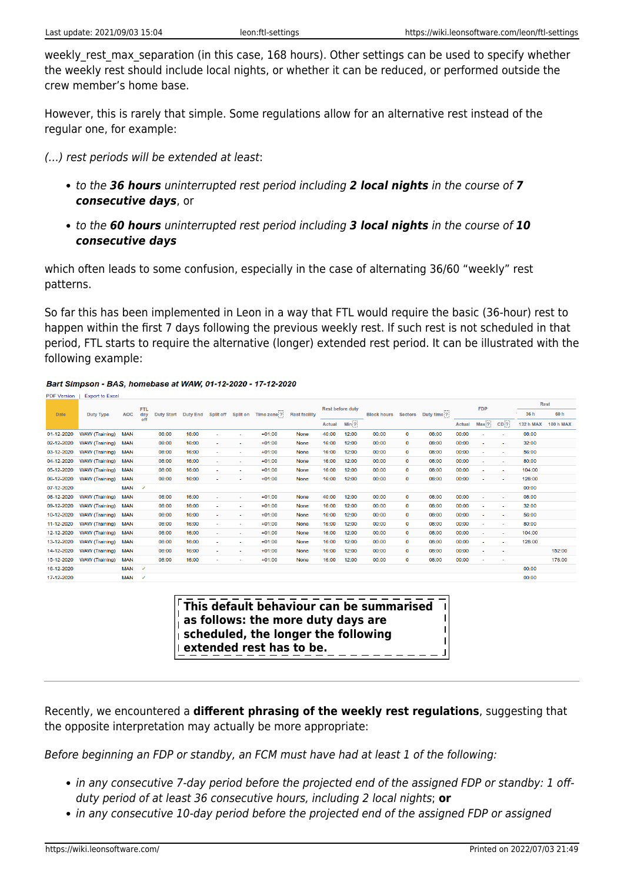weekly_rest_max_separation (in this case, 168 hours). Other settings can be used to specify whether the weekly rest should include local nights, or whether it can be reduced, or performed outside the crew member's home base.

However, this is rarely that simple. Some regulations allow for an alternative rest instead of the regular one, for example:

*(…) rest periods will be extended at least*:

- *to the **36 hours** uninterrupted rest period including **2 local nights** in the course of **7 consecutive days***, or
- *to the **60 hours** uninterrupted rest period including **3 local nights** in the course of **10 consecutive days***

which often leads to some confusion, especially in the case of alternating 36/60 "weekly" rest patterns.

So far this has been implemented in Leon in a way that FTL would require the basic (36-hour) rest to happen within the first 7 days following the previous weekly rest. If such rest is not scheduled in that period, FTL starts to require the alternative (longer) extended rest period. It can be illustrated with the following example:

***Bart Simpson - BAS, homebase at WAW, 01-12-2020 - 17-12-2020***

PDF Version | Export to Excel

| Date | Duty Type | AOC | FTL day off | Duty Start | Duty End | Split off | Split on | Time zone | Rest facility | Rest before duty | | Block hours | Sectors | Duty time | FDP | | | Rest | |
|---|---|---|---|---|---|---|---|---|---|---|---|---|---|---|---|---|---|---|---|
| | | | | | | | | | | Actual | Min | | | | Actual | Max | CD | 36 h 132 h MAX | 60 h 180 h MAX |
| 01-12-2020 | WAW (Training) | MAN | | 08:00 | 16:00 | - | - | +01:00 | None | 40:00 | 12:00 | 00:00 | 0 | 08:00 | 00:00 | - | - | 08:00 | |
| 02-12-2020 | WAW (Training) | MAN | | 08:00 | 16:00 | - | - | +01:00 | None | 16:00 | 12:00 | 00:00 | 0 | 08:00 | 00:00 | - | - | 32:00 | |
| 03-12-2020 | WAW (Training) | MAN | | 08:00 | 16:00 | - | - | +01:00 | None | 16:00 | 12:00 | 00:00 | 0 | 08:00 | 00:00 | - | - | 56:00 | |
| 04-12-2020 | WAW (Training) | MAN | | 08:00 | 16:00 | - | - | +01:00 | None | 16:00 | 12:00 | 00:00 | 0 | 08:00 | 00:00 | - | - | 80:00 | |
| 05-12-2020 | WAW (Training) | MAN | | 08:00 | 16:00 | - | - | +01:00 | None | 16:00 | 12:00 | 00:00 | 0 | 08:00 | 00:00 | - | - | 104:00 | |
| 06-12-2020 | WAW (Training) | MAN | | 08:00 | 16:00 | - | - | +01:00 | None | 16:00 | 12:00 | 00:00 | 0 | 08:00 | 00:00 | - | - | 128:00 | |
| 07-12-2020 | | MAN | ✓ | | | | | | | | | | | | | | | 00:00 | |
| 08-12-2020 | WAW (Training) | MAN | | 08:00 | 16:00 | - | - | +01:00 | None | 40:00 | 12:00 | 00:00 | 0 | 08:00 | 00:00 | - | - | 08:00 | |
| 09-12-2020 | WAW (Training) | MAN | | 08:00 | 16:00 | - | - | +01:00 | None | 16:00 | 12:00 | 00:00 | 0 | 08:00 | 00:00 | - | - | 32:00 | |
| 10-12-2020 | WAW (Training) | MAN | | 08:00 | 16:00 | - | - | +01:00 | None | 16:00 | 12:00 | 00:00 | 0 | 08:00 | 00:00 | - | - | 56:00 | |
| 11-12-2020 | WAW (Training) | MAN | | 08:00 | 16:00 | - | - | +01:00 | None | 16:00 | 12:00 | 00:00 | 0 | 08:00 | 00:00 | - | - | 80:00 | |
| 12-12-2020 | WAW (Training) | MAN | | 08:00 | 16:00 | - | - | +01:00 | None | 16:00 | 12:00 | 00:00 | 0 | 08:00 | 00:00 | - | - | 104:00 | |
| 13-12-2020 | WAW (Training) | MAN | | 08:00 | 16:00 | - | - | +01:00 | None | 16:00 | 12:00 | 00:00 | 0 | 08:00 | 00:00 | - | - | 128:00 | |
| 14-12-2020 | WAW (Training) | MAN | | 08:00 | 16:00 | - | - | +01:00 | None | 16:00 | 12:00 | 00:00 | 0 | 08:00 | 00:00 | - | - | | 152:00 |
| 15-12-2020 | WAW (Training) | MAN | | 08:00 | 16:00 | - | - | +01:00 | None | 16:00 | 12:00 | 00:00 | 0 | 08:00 | 00:00 | - | - | | 176:00 |
| 16-12-2020 | | MAN | ✓ | | | | | | | | | | | | | | | 00:00 | |
| 17-12-2020 | | MAN | ✓ | | | | | | | | | | | | | | | 00:00 | |

**This default behaviour can be summarised as follows: the more duty days are scheduled, the longer the following extended rest has to be.**

---

Recently, we encountered a **different phrasing of the weekly rest regulations**, suggesting that the opposite interpretation may actually be more appropriate:

*Before beginning an FDP or standby, an FCM must have had at least 1 of the following:*

- *in any consecutive 7-day period before the projected end of the assigned FDP or standby: 1 off-duty period of at least 36 consecutive hours, including 2 local nights*; **or**
- *in any consecutive 10-day period before the projected end of the assigned FDP or assigned*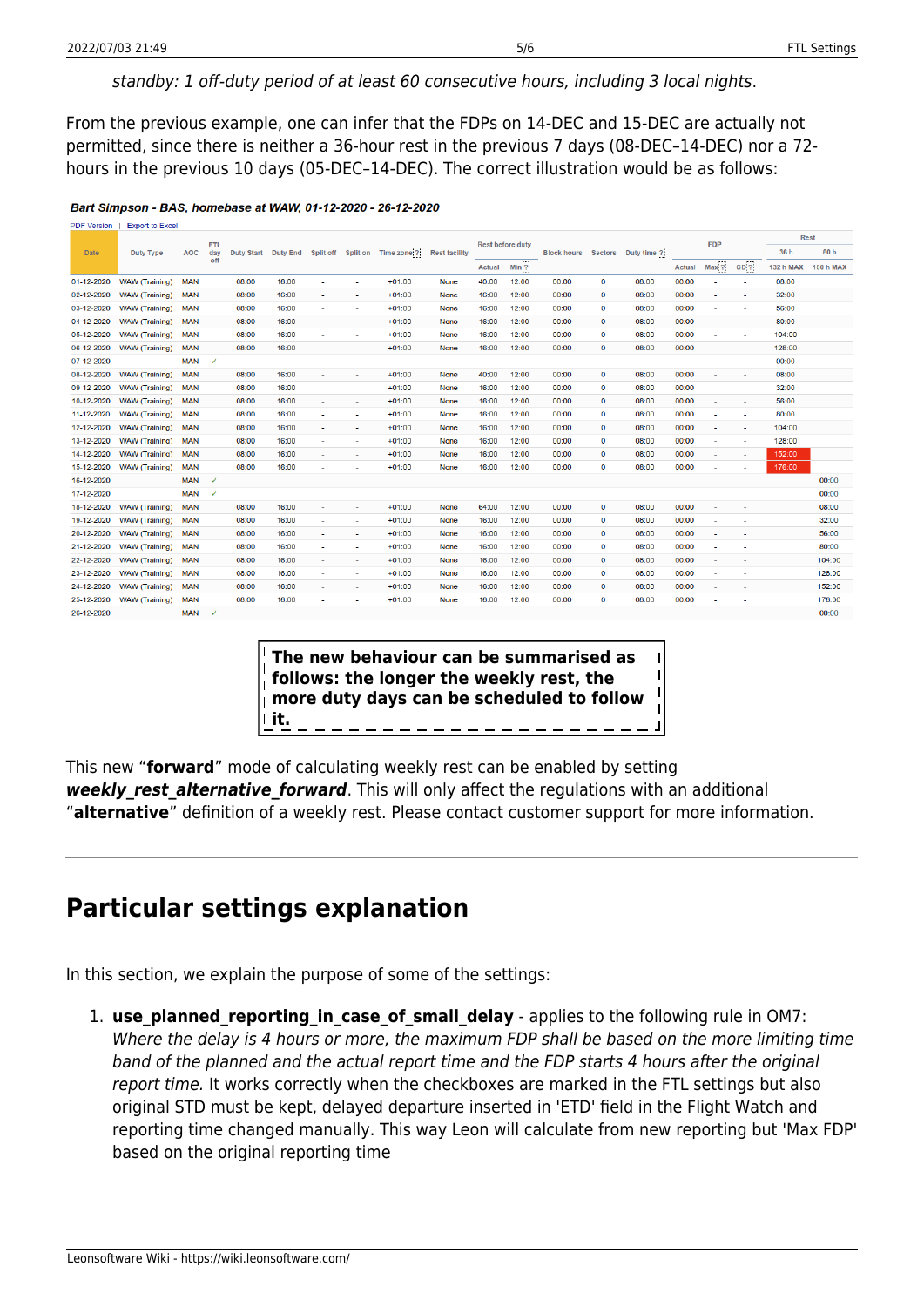*standby: 1 off-duty period of at least 60 consecutive hours, including 3 local nights.*

From the previous example, one can infer that the FDPs on 14-DEC and 15-DEC are actually not permitted, since there is neither a 36-hour rest in the previous 7 days (08-DEC–14-DEC) nor a 72-hours in the previous 10 days (05-DEC–14-DEC). The correct illustration would be as follows:

**Bart Simpson - BAS, homebase at WAW, 01-12-2020 - 26-12-2020**

PDF Version | Export to Excel

| Date | Duty Type | AOC | FTL day off | Duty Start | Duty End | Split off | Split on | Time zone | Rest facility | Rest before duty | | Block hours | Sectors | Duty time | FDP | | | Rest | |
|---|---|---|---|---|---|---|---|---|---|---|---|---|---|---|---|---|---|---|---|
| | | | | | | | | | | Actual | Min | | | | Actual | Max | CD | 36 h | 60 h |
| | | | | | | | | | | | | | | | | | | 132 h MAX | 180 h MAX |
| 01-12-2020 | WAW (Training) | MAN | | 08:00 | 16:00 | - | - | +01:00 | None | 40:00 | 12:00 | 00:00 | 0 | 08:00 | 00:00 | - | - | 08:00 | |
| 02-12-2020 | WAW (Training) | MAN | | 08:00 | 16:00 | - | - | +01:00 | None | 16:00 | 12:00 | 00:00 | 0 | 08:00 | 00:00 | - | - | 32:00 | |
| 03-12-2020 | WAW (Training) | MAN | | 08:00 | 16:00 | - | - | +01:00 | None | 16:00 | 12:00 | 00:00 | 0 | 08:00 | 00:00 | - | - | 56:00 | |
| 04-12-2020 | WAW (Training) | MAN | | 08:00 | 16:00 | - | - | +01:00 | None | 16:00 | 12:00 | 00:00 | 0 | 08:00 | 00:00 | - | - | 80:00 | |
| 05-12-2020 | WAW (Training) | MAN | | 08:00 | 16:00 | - | - | +01:00 | None | 16:00 | 12:00 | 00:00 | 0 | 08:00 | 00:00 | - | - | 104:00 | |
| 06-12-2020 | WAW (Training) | MAN | | 08:00 | 16:00 | - | - | +01:00 | None | 16:00 | 12:00 | 00:00 | 0 | 08:00 | 00:00 | - | - | 128:00 | |
| 07-12-2020 | | MAN | ✓ | | | | | | | | | | | | | | | 00:00 | |
| 08-12-2020 | WAW (Training) | MAN | | 08:00 | 16:00 | - | - | +01:00 | None | 40:00 | 12:00 | 00:00 | 0 | 08:00 | 00:00 | - | - | 08:00 | |
| 09-12-2020 | WAW (Training) | MAN | | 08:00 | 16:00 | - | - | +01:00 | None | 16:00 | 12:00 | 00:00 | 0 | 08:00 | 00:00 | - | - | 32:00 | |
| 10-12-2020 | WAW (Training) | MAN | | 08:00 | 16:00 | - | - | +01:00 | None | 16:00 | 12:00 | 00:00 | 0 | 08:00 | 00:00 | - | - | 56:00 | |
| 11-12-2020 | WAW (Training) | MAN | | 08:00 | 16:00 | - | - | +01:00 | None | 16:00 | 12:00 | 00:00 | 0 | 08:00 | 00:00 | - | - | 80:00 | |
| 12-12-2020 | WAW (Training) | MAN | | 08:00 | 16:00 | - | - | +01:00 | None | 16:00 | 12:00 | 00:00 | 0 | 08:00 | 00:00 | - | - | 104:00 | |
| 13-12-2020 | WAW (Training) | MAN | | 08:00 | 16:00 | - | - | +01:00 | None | 16:00 | 12:00 | 00:00 | 0 | 08:00 | 00:00 | - | - | 128:00 | |
| 14-12-2020 | WAW (Training) | MAN | | 08:00 | 16:00 | - | - | +01:00 | None | 16:00 | 12:00 | 00:00 | 0 | 08:00 | 00:00 | - | - | 152:00 | |
| 15-12-2020 | WAW (Training) | MAN | | 08:00 | 16:00 | - | - | +01:00 | None | 16:00 | 12:00 | 00:00 | 0 | 08:00 | 00:00 | - | - | 176:00 | |
| 16-12-2020 | | MAN | ✓ | | | | | | | | | | | | | | | | 00:00 |
| 17-12-2020 | | MAN | ✓ | | | | | | | | | | | | | | | | 00:00 |
| 18-12-2020 | WAW (Training) | MAN | | 08:00 | 16:00 | - | - | +01:00 | None | 64:00 | 12:00 | 00:00 | 0 | 08:00 | 00:00 | - | - | | 08:00 |
| 19-12-2020 | WAW (Training) | MAN | | 08:00 | 16:00 | - | - | +01:00 | None | 16:00 | 12:00 | 00:00 | 0 | 08:00 | 00:00 | - | - | | 32:00 |
| 20-12-2020 | WAW (Training) | MAN | | 08:00 | 16:00 | - | - | +01:00 | None | 16:00 | 12:00 | 00:00 | 0 | 08:00 | 00:00 | - | - | | 56:00 |
| 21-12-2020 | WAW (Training) | MAN | | 08:00 | 16:00 | - | - | +01:00 | None | 16:00 | 12:00 | 00:00 | 0 | 08:00 | 00:00 | - | - | | 80:00 |
| 22-12-2020 | WAW (Training) | MAN | | 08:00 | 16:00 | - | - | +01:00 | None | 16:00 | 12:00 | 00:00 | 0 | 08:00 | 00:00 | - | - | | 104:00 |
| 23-12-2020 | WAW (Training) | MAN | | 08:00 | 16:00 | - | - | +01:00 | None | 16:00 | 12:00 | 00:00 | 0 | 08:00 | 00:00 | - | - | | 128:00 |
| 24-12-2020 | WAW (Training) | MAN | | 08:00 | 16:00 | - | - | +01:00 | None | 16:00 | 12:00 | 00:00 | 0 | 08:00 | 00:00 | - | - | | 152:00 |
| 25-12-2020 | WAW (Training) | MAN | | 08:00 | 16:00 | - | - | +01:00 | None | 16:00 | 12:00 | 00:00 | 0 | 08:00 | 00:00 | - | - | | 176:00 |
| 26-12-2020 | | MAN | ✓ | | | | | | | | | | | | | | | | 00:00 |

**The new behaviour can be summarised as follows: the longer the weekly rest, the more duty days can be scheduled to follow it.**

This new "**forward**" mode of calculating weekly rest can be enabled by setting ***weekly_rest_alternative_forward***. This will only affect the regulations with an additional "**alternative**" definition of a weekly rest. Please contact customer support for more information.

## Particular settings explanation

In this section, we explain the purpose of some of the settings:

1. **use_planned_reporting_in_case_of_small_delay** - applies to the following rule in OM7: *Where the delay is 4 hours or more, the maximum FDP shall be based on the more limiting time band of the planned and the actual report time and the FDP starts 4 hours after the original report time.* It works correctly when the checkboxes are marked in the FTL settings but also original STD must be kept, delayed departure inserted in 'ETD' field in the Flight Watch and reporting time changed manually. This way Leon will calculate from new reporting but 'Max FDP' based on the original reporting time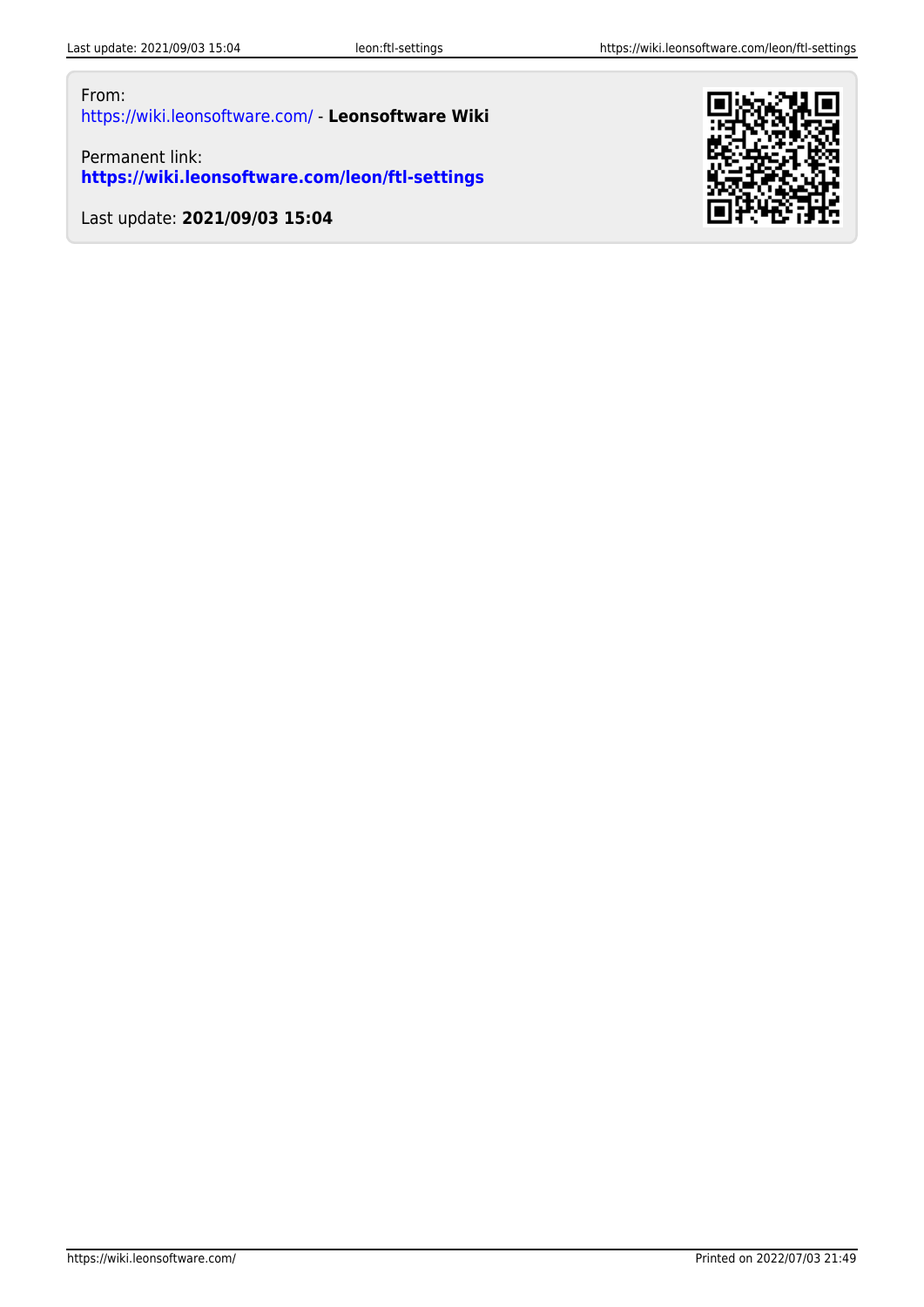From:
https://wiki.leonsoftware.com/ - **Leonsoftware Wiki**

Permanent link:
**https://wiki.leonsoftware.com/leon/ftl-settings**

Last update: **2021/09/03 15:04**